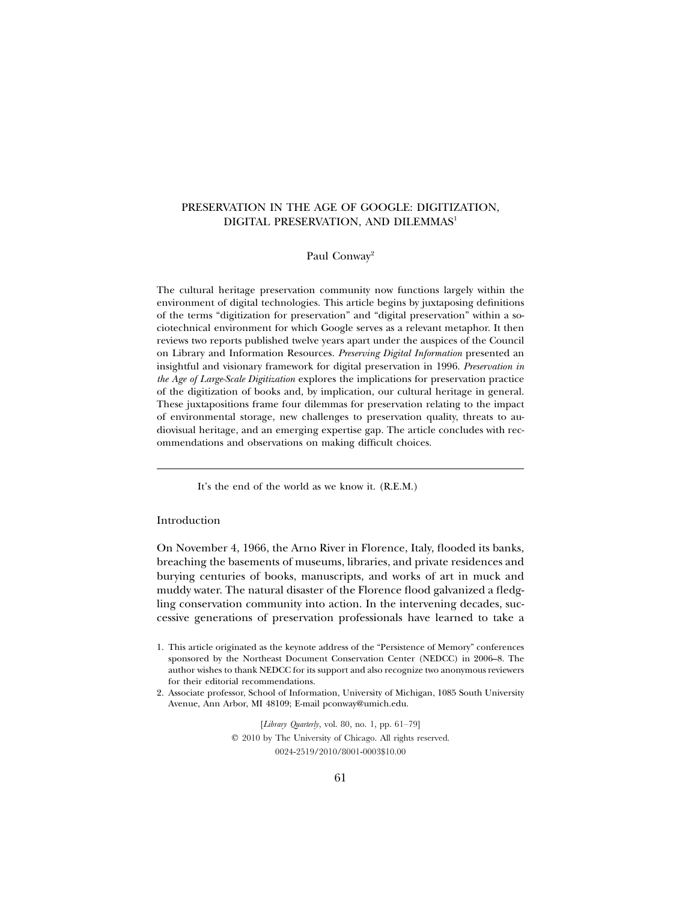# PRESERVATION IN THE AGE OF GOOGLE: DIGITIZATION, DIGITAL PRESERVATION, AND DILEMMAS[1]

Paul Conway[2]

The cultural heritage preservation community now functions largely within the environment of digital technologies. This article begins by juxtaposing definitions of the terms "digitization for preservation" and "digital preservation" within a sociotechnical environment for which Google serves as a relevant metaphor. It then reviews two reports published twelve years apart under the auspices of the Council on Library and Information Resources. *Preserving Digital Information* presented an insightful and visionary framework for digital preservation in 1996. *Preservation in the Age of Large-Scale Digitization* explores the implications for preservation practice of the digitization of books and, by implication, our cultural heritage in general. These juxtapositions frame four dilemmas for preservation relating to the impact of environmental storage, new challenges to preservation quality, threats to audiovisual heritage, and an emerging expertise gap. The article concludes with recommendations and observations on making difficult choices.

---

It's the end of the world as we know it. (R.E.M.)

## Introduction

On November 4, 1966, the Arno River in Florence, Italy, flooded its banks, breaching the basements of museums, libraries, and private residences and burying centuries of books, manuscripts, and works of art in muck and muddy water. The natural disaster of the Florence flood galvanized a fledgling conservation community into action. In the intervening decades, successive generations of preservation professionals have learned to take a

1. This article originated as the keynote address of the "Persistence of Memory" conferences sponsored by the Northeast Document Conservation Center (NEDCC) in 2006–8. The author wishes to thank NEDCC for its support and also recognize two anonymous reviewers for their editorial recommendations.

2. Associate professor, School of Information, University of Michigan, 1085 South University Avenue, Ann Arbor, MI 48109; E-mail pconway@umich.edu.

[*Library Quarterly*, vol. 80, no. 1, pp. 61–79]
© 2010 by The University of Chicago. All rights reserved.
0024-2519/2010/8001-0003$10.00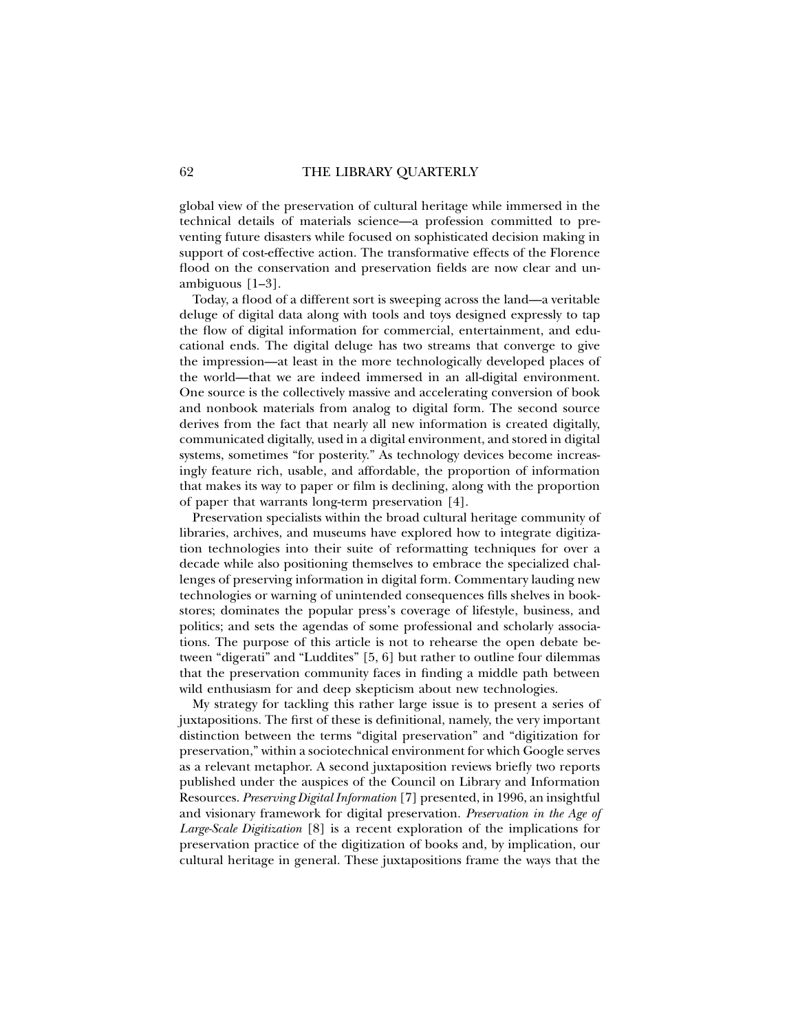global view of the preservation of cultural heritage while immersed in the technical details of materials science—a profession committed to preventing future disasters while focused on sophisticated decision making in support of cost-effective action. The transformative effects of the Florence flood on the conservation and preservation fields are now clear and unambiguous [1–3].

Today, a flood of a different sort is sweeping across the land—a veritable deluge of digital data along with tools and toys designed expressly to tap the flow of digital information for commercial, entertainment, and educational ends. The digital deluge has two streams that converge to give the impression—at least in the more technologically developed places of the world—that we are indeed immersed in an all-digital environment. One source is the collectively massive and accelerating conversion of book and nonbook materials from analog to digital form. The second source derives from the fact that nearly all new information is created digitally, communicated digitally, used in a digital environment, and stored in digital systems, sometimes "for posterity." As technology devices become increasingly feature rich, usable, and affordable, the proportion of information that makes its way to paper or film is declining, along with the proportion of paper that warrants long-term preservation [4].

Preservation specialists within the broad cultural heritage community of libraries, archives, and museums have explored how to integrate digitization technologies into their suite of reformatting techniques for over a decade while also positioning themselves to embrace the specialized challenges of preserving information in digital form. Commentary lauding new technologies or warning of unintended consequences fills shelves in bookstores; dominates the popular press's coverage of lifestyle, business, and politics; and sets the agendas of some professional and scholarly associations. The purpose of this article is not to rehearse the open debate between "digerati" and "Luddites" [5, 6] but rather to outline four dilemmas that the preservation community faces in finding a middle path between wild enthusiasm for and deep skepticism about new technologies.

My strategy for tackling this rather large issue is to present a series of juxtapositions. The first of these is definitional, namely, the very important distinction between the terms "digital preservation" and "digitization for preservation," within a sociotechnical environment for which Google serves as a relevant metaphor. A second juxtaposition reviews briefly two reports published under the auspices of the Council on Library and Information Resources. *Preserving Digital Information* [7] presented, in 1996, an insightful and visionary framework for digital preservation. *Preservation in the Age of Large-Scale Digitization* [8] is a recent exploration of the implications for preservation practice of the digitization of books and, by implication, our cultural heritage in general. These juxtapositions frame the ways that the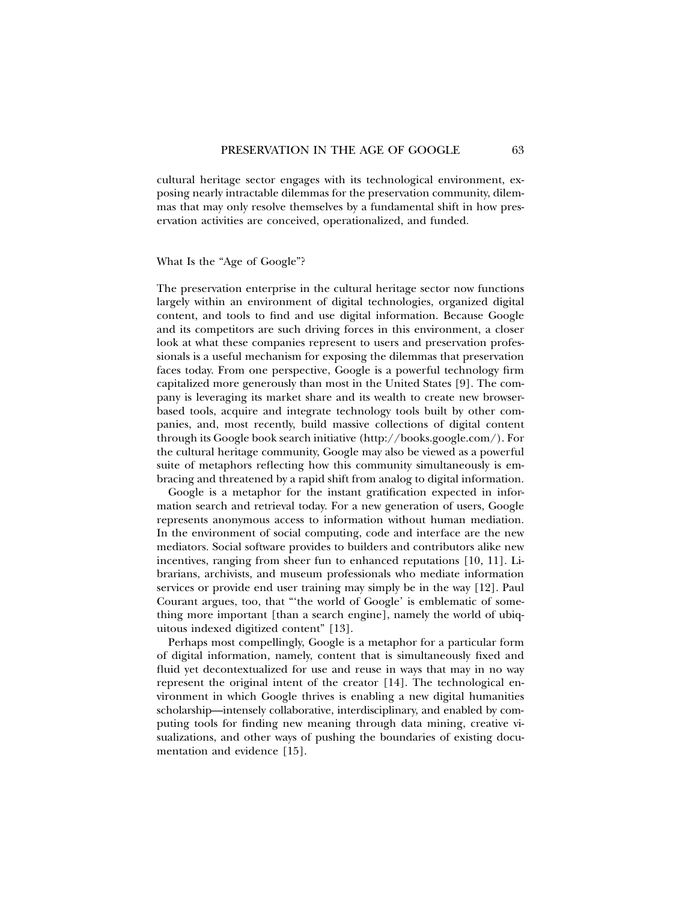cultural heritage sector engages with its technological environment, exposing nearly intractable dilemmas for the preservation community, dilemmas that may only resolve themselves by a fundamental shift in how preservation activities are conceived, operationalized, and funded.

## What Is the "Age of Google"?

The preservation enterprise in the cultural heritage sector now functions largely within an environment of digital technologies, organized digital content, and tools to find and use digital information. Because Google and its competitors are such driving forces in this environment, a closer look at what these companies represent to users and preservation professionals is a useful mechanism for exposing the dilemmas that preservation faces today. From one perspective, Google is a powerful technology firm capitalized more generously than most in the United States [9]. The company is leveraging its market share and its wealth to create new browser-based tools, acquire and integrate technology tools built by other companies, and, most recently, build massive collections of digital content through its Google book search initiative (http://books.google.com/). For the cultural heritage community, Google may also be viewed as a powerful suite of metaphors reflecting how this community simultaneously is embracing and threatened by a rapid shift from analog to digital information.

Google is a metaphor for the instant gratification expected in information search and retrieval today. For a new generation of users, Google represents anonymous access to information without human mediation. In the environment of social computing, code and interface are the new mediators. Social software provides to builders and contributors alike new incentives, ranging from sheer fun to enhanced reputations [10, 11]. Librarians, archivists, and museum professionals who mediate information services or provide end user training may simply be in the way [12]. Paul Courant argues, too, that "'the world of Google' is emblematic of something more important [than a search engine], namely the world of ubiquitous indexed digitized content" [13].

Perhaps most compellingly, Google is a metaphor for a particular form of digital information, namely, content that is simultaneously fixed and fluid yet decontextualized for use and reuse in ways that may in no way represent the original intent of the creator [14]. The technological environment in which Google thrives is enabling a new digital humanities scholarship—intensely collaborative, interdisciplinary, and enabled by computing tools for finding new meaning through data mining, creative visualizations, and other ways of pushing the boundaries of existing documentation and evidence [15].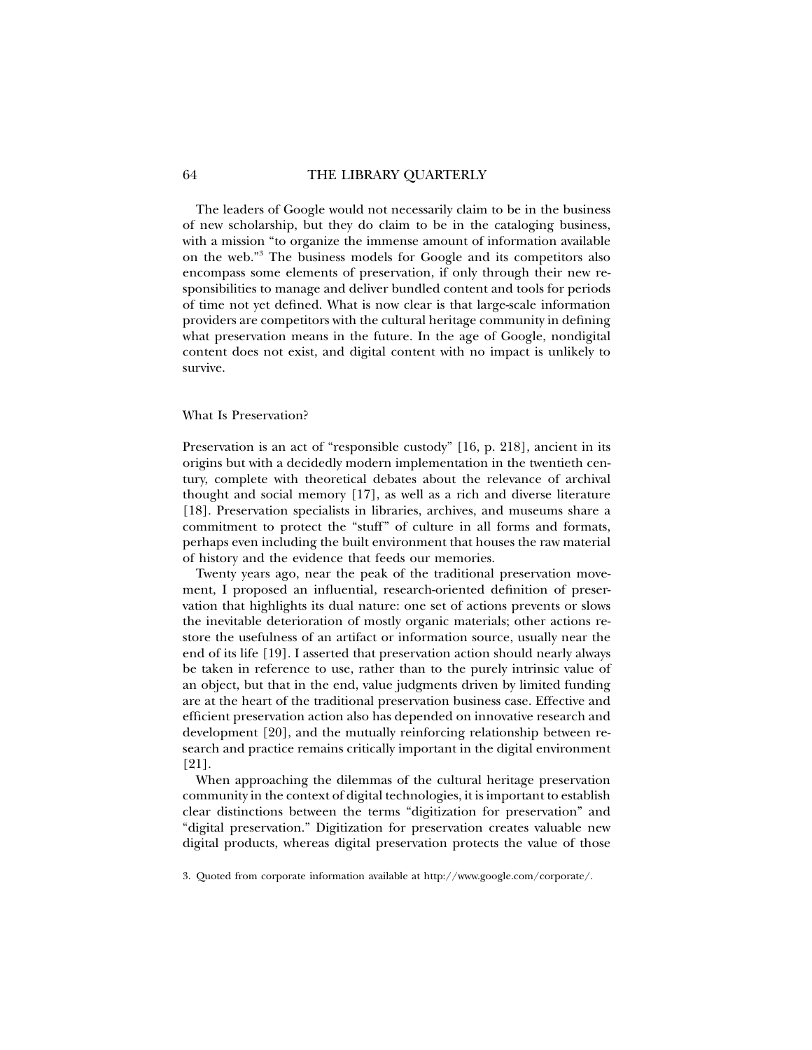The leaders of Google would not necessarily claim to be in the business of new scholarship, but they do claim to be in the cataloging business, with a mission "to organize the immense amount of information available on the web."[3] The business models for Google and its competitors also encompass some elements of preservation, if only through their new responsibilities to manage and deliver bundled content and tools for periods of time not yet defined. What is now clear is that large-scale information providers are competitors with the cultural heritage community in defining what preservation means in the future. In the age of Google, nondigital content does not exist, and digital content with no impact is unlikely to survive.

## What Is Preservation?

Preservation is an act of "responsible custody" [16, p. 218], ancient in its origins but with a decidedly modern implementation in the twentieth century, complete with theoretical debates about the relevance of archival thought and social memory [17], as well as a rich and diverse literature [18]. Preservation specialists in libraries, archives, and museums share a commitment to protect the "stuff" of culture in all forms and formats, perhaps even including the built environment that houses the raw material of history and the evidence that feeds our memories.

Twenty years ago, near the peak of the traditional preservation movement, I proposed an influential, research-oriented definition of preservation that highlights its dual nature: one set of actions prevents or slows the inevitable deterioration of mostly organic materials; other actions restore the usefulness of an artifact or information source, usually near the end of its life [19]. I asserted that preservation action should nearly always be taken in reference to use, rather than to the purely intrinsic value of an object, but that in the end, value judgments driven by limited funding are at the heart of the traditional preservation business case. Effective and efficient preservation action also has depended on innovative research and development [20], and the mutually reinforcing relationship between research and practice remains critically important in the digital environment [21].

When approaching the dilemmas of the cultural heritage preservation community in the context of digital technologies, it is important to establish clear distinctions between the terms "digitization for preservation" and "digital preservation." Digitization for preservation creates valuable new digital products, whereas digital preservation protects the value of those

3. Quoted from corporate information available at http://www.google.com/corporate/.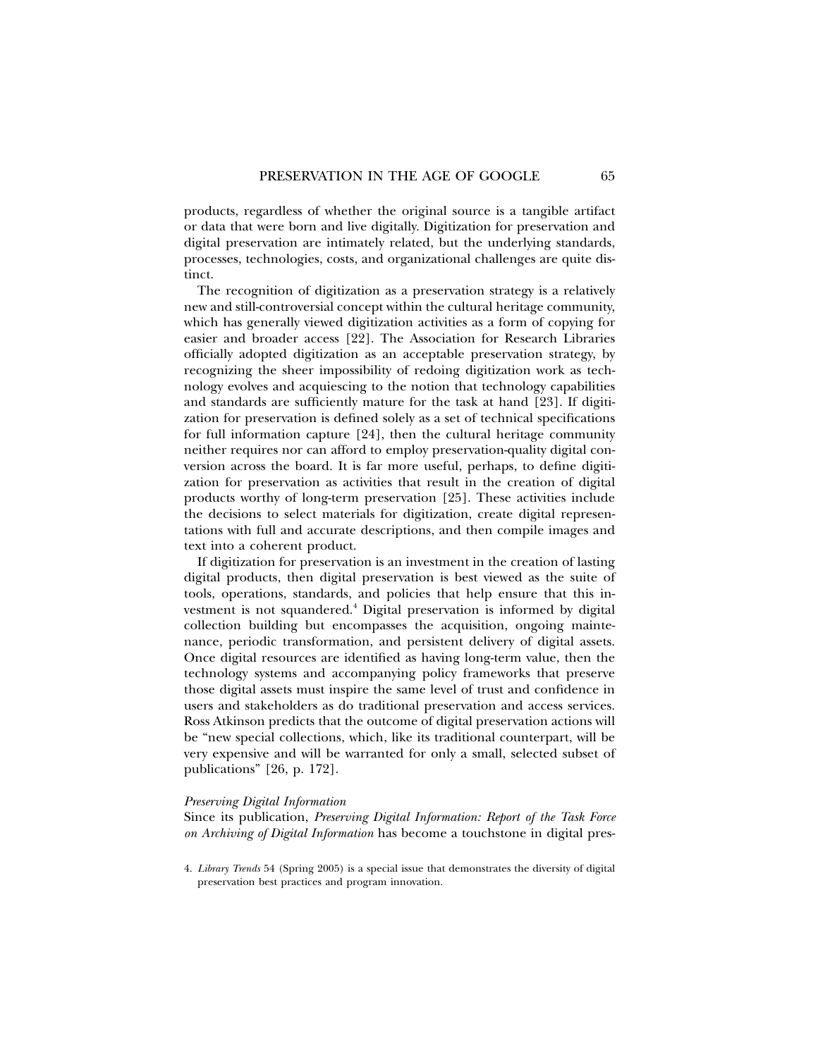products, regardless of whether the original source is a tangible artifact or data that were born and live digitally. Digitization for preservation and digital preservation are intimately related, but the underlying standards, processes, technologies, costs, and organizational challenges are quite distinct.

The recognition of digitization as a preservation strategy is a relatively new and still-controversial concept within the cultural heritage community, which has generally viewed digitization activities as a form of copying for easier and broader access [22]. The Association for Research Libraries officially adopted digitization as an acceptable preservation strategy, by recognizing the sheer impossibility of redoing digitization work as technology evolves and acquiescing to the notion that technology capabilities and standards are sufficiently mature for the task at hand [23]. If digitization for preservation is defined solely as a set of technical specifications for full information capture [24], then the cultural heritage community neither requires nor can afford to employ preservation-quality digital conversion across the board. It is far more useful, perhaps, to define digitization for preservation as activities that result in the creation of digital products worthy of long-term preservation [25]. These activities include the decisions to select materials for digitization, create digital representations with full and accurate descriptions, and then compile images and text into a coherent product.

If digitization for preservation is an investment in the creation of lasting digital products, then digital preservation is best viewed as the suite of tools, operations, standards, and policies that help ensure that this investment is not squandered.[4] Digital preservation is informed by digital collection building but encompasses the acquisition, ongoing maintenance, periodic transformation, and persistent delivery of digital assets. Once digital resources are identified as having long-term value, then the technology systems and accompanying policy frameworks that preserve those digital assets must inspire the same level of trust and confidence in users and stakeholders as do traditional preservation and access services. Ross Atkinson predicts that the outcome of digital preservation actions will be "new special collections, which, like its traditional counterpart, will be very expensive and will be warranted for only a small, selected subset of publications" [26, p. 172].

*Preserving Digital Information*

Since its publication, *Preserving Digital Information: Report of the Task Force on Archiving of Digital Information* has become a touchstone in digital pres-

4. *Library Trends* 54 (Spring 2005) is a special issue that demonstrates the diversity of digital preservation best practices and program innovation.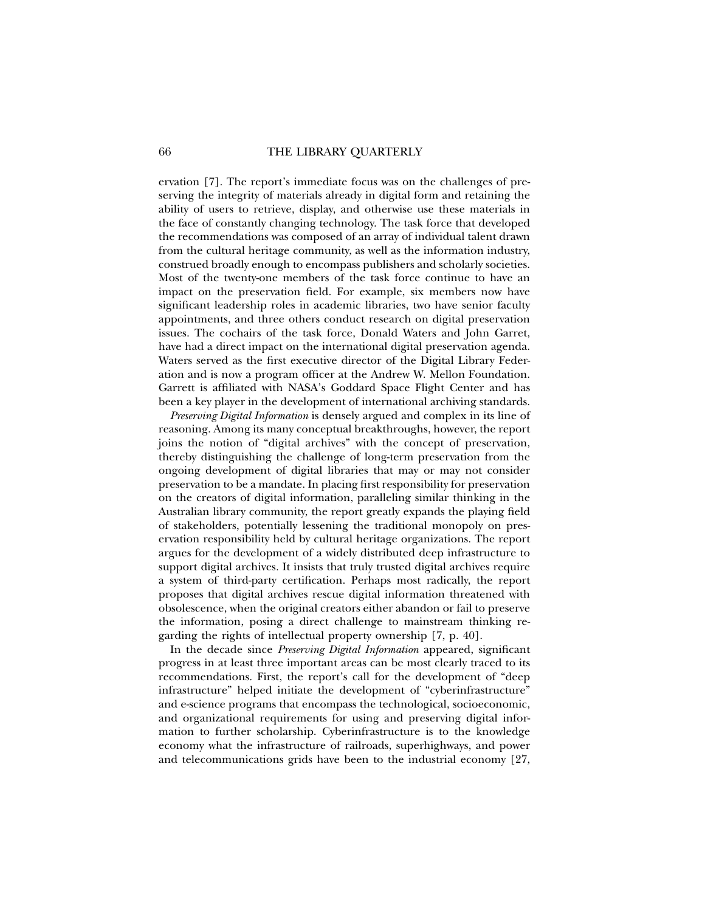ervation [7]. The report's immediate focus was on the challenges of preserving the integrity of materials already in digital form and retaining the ability of users to retrieve, display, and otherwise use these materials in the face of constantly changing technology. The task force that developed the recommendations was composed of an array of individual talent drawn from the cultural heritage community, as well as the information industry, construed broadly enough to encompass publishers and scholarly societies. Most of the twenty-one members of the task force continue to have an impact on the preservation field. For example, six members now have significant leadership roles in academic libraries, two have senior faculty appointments, and three others conduct research on digital preservation issues. The cochairs of the task force, Donald Waters and John Garret, have had a direct impact on the international digital preservation agenda. Waters served as the first executive director of the Digital Library Federation and is now a program officer at the Andrew W. Mellon Foundation. Garrett is affiliated with NASA's Goddard Space Flight Center and has been a key player in the development of international archiving standards.

*Preserving Digital Information* is densely argued and complex in its line of reasoning. Among its many conceptual breakthroughs, however, the report joins the notion of "digital archives" with the concept of preservation, thereby distinguishing the challenge of long-term preservation from the ongoing development of digital libraries that may or may not consider preservation to be a mandate. In placing first responsibility for preservation on the creators of digital information, paralleling similar thinking in the Australian library community, the report greatly expands the playing field of stakeholders, potentially lessening the traditional monopoly on preservation responsibility held by cultural heritage organizations. The report argues for the development of a widely distributed deep infrastructure to support digital archives. It insists that truly trusted digital archives require a system of third-party certification. Perhaps most radically, the report proposes that digital archives rescue digital information threatened with obsolescence, when the original creators either abandon or fail to preserve the information, posing a direct challenge to mainstream thinking regarding the rights of intellectual property ownership [7, p. 40].

In the decade since *Preserving Digital Information* appeared, significant progress in at least three important areas can be most clearly traced to its recommendations. First, the report's call for the development of "deep infrastructure" helped initiate the development of "cyberinfrastructure" and e-science programs that encompass the technological, socioeconomic, and organizational requirements for using and preserving digital information to further scholarship. Cyberinfrastructure is to the knowledge economy what the infrastructure of railroads, superhighways, and power and telecommunications grids have been to the industrial economy [27,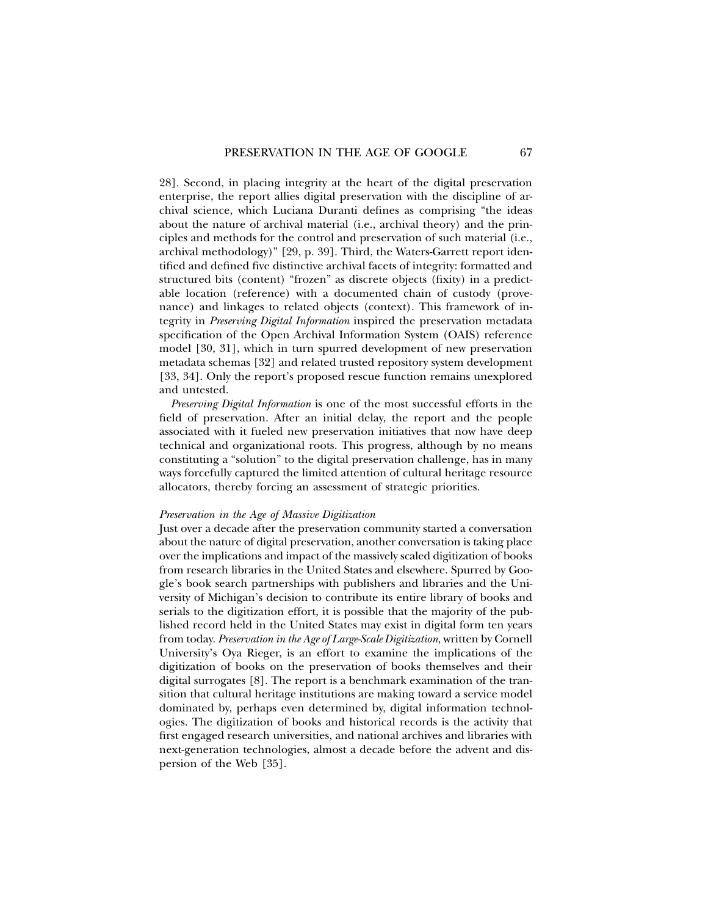28]. Second, in placing integrity at the heart of the digital preservation enterprise, the report allies digital preservation with the discipline of archival science, which Luciana Duranti defines as comprising "the ideas about the nature of archival material (i.e., archival theory) and the principles and methods for the control and preservation of such material (i.e., archival methodology)" [29, p. 39]. Third, the Waters-Garrett report identified and defined five distinctive archival facets of integrity: formatted and structured bits (content) "frozen" as discrete objects (fixity) in a predictable location (reference) with a documented chain of custody (provenance) and linkages to related objects (context). This framework of integrity in *Preserving Digital Information* inspired the preservation metadata specification of the Open Archival Information System (OAIS) reference model [30, 31], which in turn spurred development of new preservation metadata schemas [32] and related trusted repository system development [33, 34]. Only the report's proposed rescue function remains unexplored and untested.

*Preserving Digital Information* is one of the most successful efforts in the field of preservation. After an initial delay, the report and the people associated with it fueled new preservation initiatives that now have deep technical and organizational roots. This progress, although by no means constituting a "solution" to the digital preservation challenge, has in many ways forcefully captured the limited attention of cultural heritage resource allocators, thereby forcing an assessment of strategic priorities.

### *Preservation in the Age of Massive Digitization*

Just over a decade after the preservation community started a conversation about the nature of digital preservation, another conversation is taking place over the implications and impact of the massively scaled digitization of books from research libraries in the United States and elsewhere. Spurred by Google's book search partnerships with publishers and libraries and the University of Michigan's decision to contribute its entire library of books and serials to the digitization effort, it is possible that the majority of the published record held in the United States may exist in digital form ten years from today. *Preservation in the Age of Large-Scale Digitization*, written by Cornell University's Oya Rieger, is an effort to examine the implications of the digitization of books on the preservation of books themselves and their digital surrogates [8]. The report is a benchmark examination of the transition that cultural heritage institutions are making toward a service model dominated by, perhaps even determined by, digital information technologies. The digitization of books and historical records is the activity that first engaged research universities, and national archives and libraries with next-generation technologies, almost a decade before the advent and dispersion of the Web [35].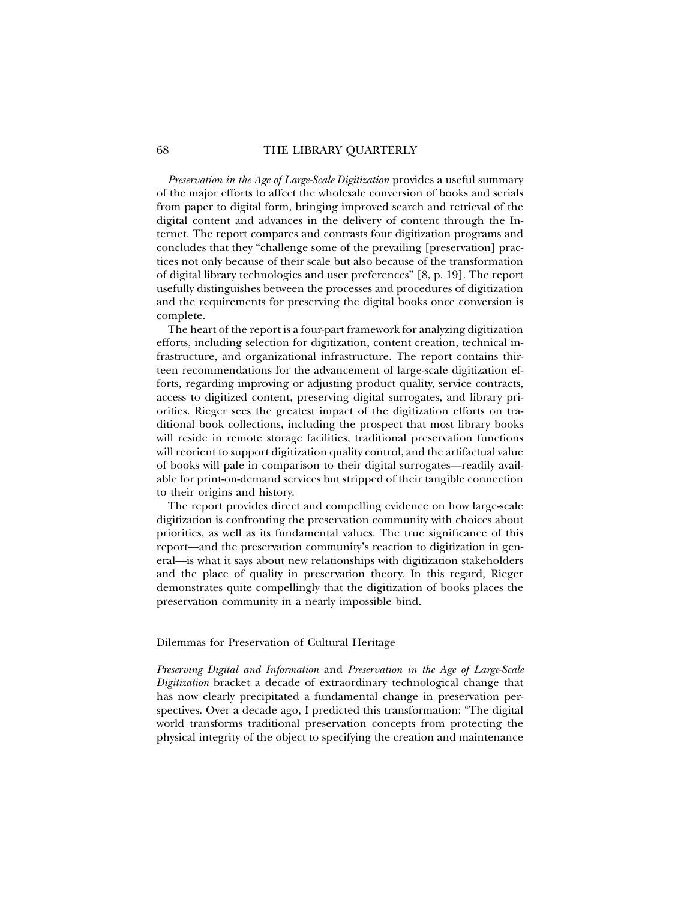*Preservation in the Age of Large-Scale Digitization* provides a useful summary of the major efforts to affect the wholesale conversion of books and serials from paper to digital form, bringing improved search and retrieval of the digital content and advances in the delivery of content through the Internet. The report compares and contrasts four digitization programs and concludes that they "challenge some of the prevailing [preservation] practices not only because of their scale but also because of the transformation of digital library technologies and user preferences" [8, p. 19]. The report usefully distinguishes between the processes and procedures of digitization and the requirements for preserving the digital books once conversion is complete.

The heart of the report is a four-part framework for analyzing digitization efforts, including selection for digitization, content creation, technical infrastructure, and organizational infrastructure. The report contains thirteen recommendations for the advancement of large-scale digitization efforts, regarding improving or adjusting product quality, service contracts, access to digitized content, preserving digital surrogates, and library priorities. Rieger sees the greatest impact of the digitization efforts on traditional book collections, including the prospect that most library books will reside in remote storage facilities, traditional preservation functions will reorient to support digitization quality control, and the artifactual value of books will pale in comparison to their digital surrogates—readily available for print-on-demand services but stripped of their tangible connection to their origins and history.

The report provides direct and compelling evidence on how large-scale digitization is confronting the preservation community with choices about priorities, as well as its fundamental values. The true significance of this report—and the preservation community's reaction to digitization in general—is what it says about new relationships with digitization stakeholders and the place of quality in preservation theory. In this regard, Rieger demonstrates quite compellingly that the digitization of books places the preservation community in a nearly impossible bind.

## Dilemmas for Preservation of Cultural Heritage

*Preserving Digital and Information* and *Preservation in the Age of Large-Scale Digitization* bracket a decade of extraordinary technological change that has now clearly precipitated a fundamental change in preservation perspectives. Over a decade ago, I predicted this transformation: "The digital world transforms traditional preservation concepts from protecting the physical integrity of the object to specifying the creation and maintenance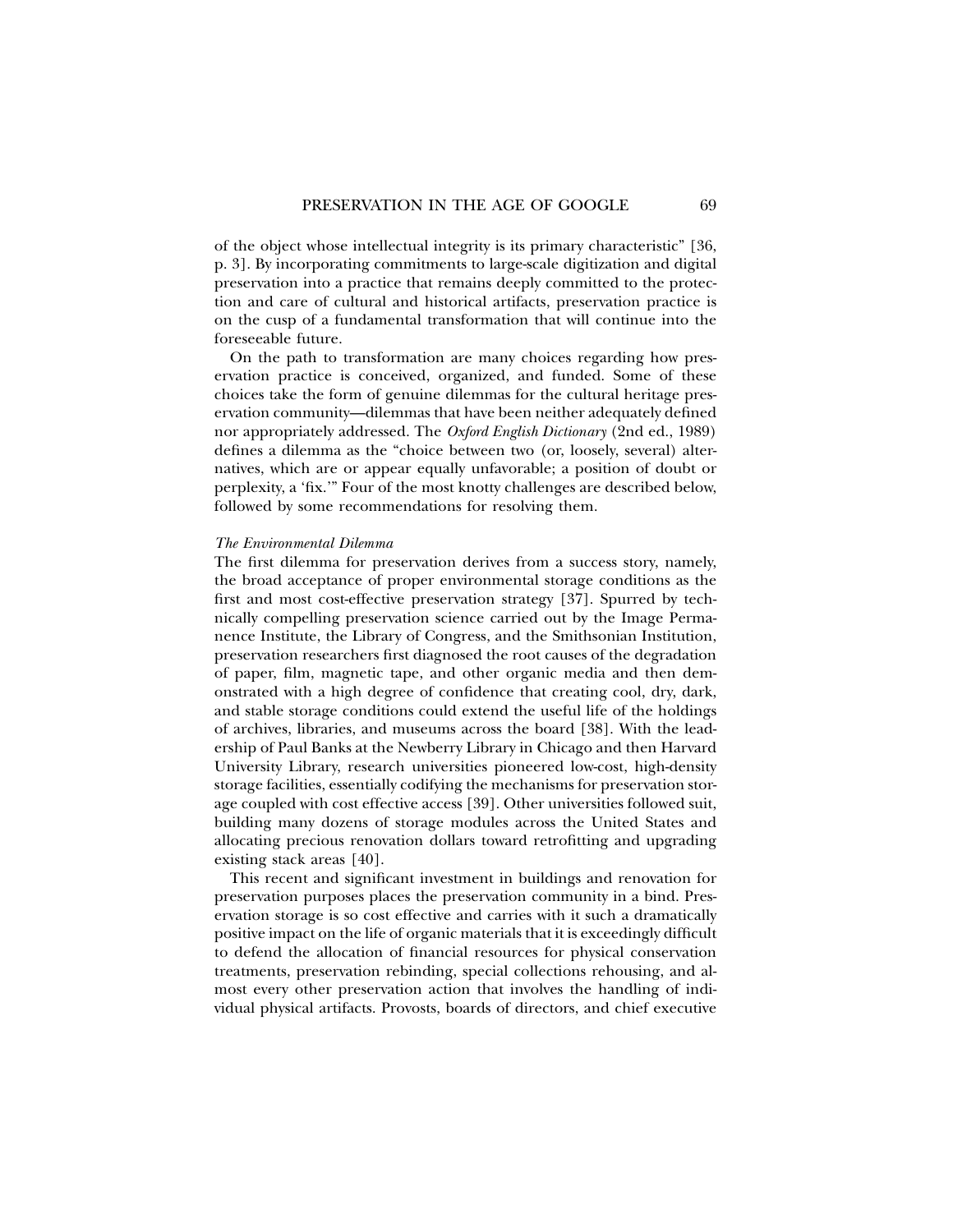of the object whose intellectual integrity is its primary characteristic" [36, p. 3]. By incorporating commitments to large-scale digitization and digital preservation into a practice that remains deeply committed to the protection and care of cultural and historical artifacts, preservation practice is on the cusp of a fundamental transformation that will continue into the foreseeable future.

On the path to transformation are many choices regarding how preservation practice is conceived, organized, and funded. Some of these choices take the form of genuine dilemmas for the cultural heritage preservation community—dilemmas that have been neither adequately defined nor appropriately addressed. The *Oxford English Dictionary* (2nd ed., 1989) defines a dilemma as the "choice between two (or, loosely, several) alternatives, which are or appear equally unfavorable; a position of doubt or perplexity, a 'fix.'" Four of the most knotty challenges are described below, followed by some recommendations for resolving them.

*The Environmental Dilemma*

The first dilemma for preservation derives from a success story, namely, the broad acceptance of proper environmental storage conditions as the first and most cost-effective preservation strategy [37]. Spurred by technically compelling preservation science carried out by the Image Permanence Institute, the Library of Congress, and the Smithsonian Institution, preservation researchers first diagnosed the root causes of the degradation of paper, film, magnetic tape, and other organic media and then demonstrated with a high degree of confidence that creating cool, dry, dark, and stable storage conditions could extend the useful life of the holdings of archives, libraries, and museums across the board [38]. With the leadership of Paul Banks at the Newberry Library in Chicago and then Harvard University Library, research universities pioneered low-cost, high-density storage facilities, essentially codifying the mechanisms for preservation storage coupled with cost effective access [39]. Other universities followed suit, building many dozens of storage modules across the United States and allocating precious renovation dollars toward retrofitting and upgrading existing stack areas [40].

This recent and significant investment in buildings and renovation for preservation purposes places the preservation community in a bind. Preservation storage is so cost effective and carries with it such a dramatically positive impact on the life of organic materials that it is exceedingly difficult to defend the allocation of financial resources for physical conservation treatments, preservation rebinding, special collections rehousing, and almost every other preservation action that involves the handling of individual physical artifacts. Provosts, boards of directors, and chief executive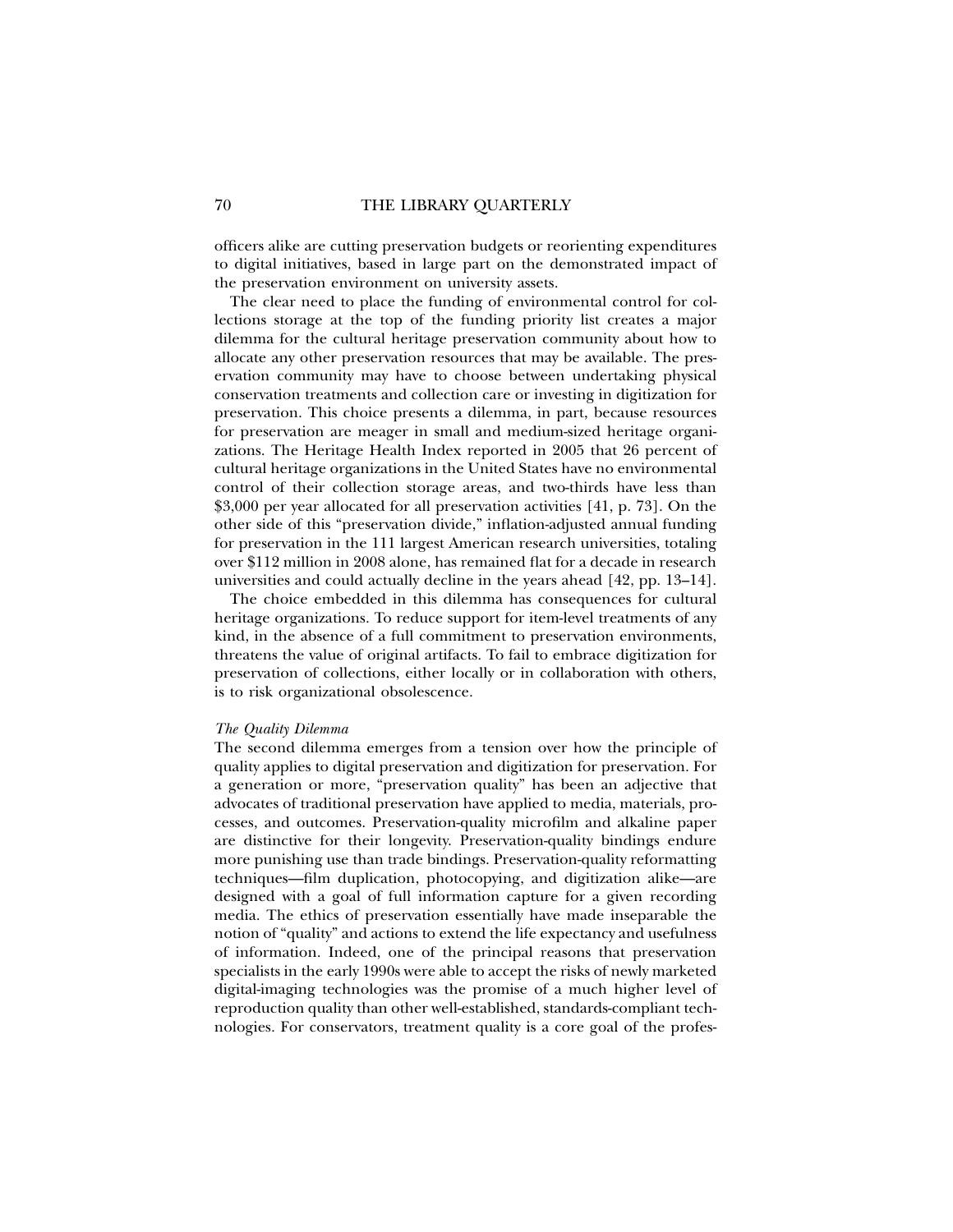officers alike are cutting preservation budgets or reorienting expenditures to digital initiatives, based in large part on the demonstrated impact of the preservation environment on university assets.

The clear need to place the funding of environmental control for collections storage at the top of the funding priority list creates a major dilemma for the cultural heritage preservation community about how to allocate any other preservation resources that may be available. The preservation community may have to choose between undertaking physical conservation treatments and collection care or investing in digitization for preservation. This choice presents a dilemma, in part, because resources for preservation are meager in small and medium-sized heritage organizations. The Heritage Health Index reported in 2005 that 26 percent of cultural heritage organizations in the United States have no environmental control of their collection storage areas, and two-thirds have less than \$3,000 per year allocated for all preservation activities [41, p. 73]. On the other side of this "preservation divide," inflation-adjusted annual funding for preservation in the 111 largest American research universities, totaling over \$112 million in 2008 alone, has remained flat for a decade in research universities and could actually decline in the years ahead [42, pp. 13–14].

The choice embedded in this dilemma has consequences for cultural heritage organizations. To reduce support for item-level treatments of any kind, in the absence of a full commitment to preservation environments, threatens the value of original artifacts. To fail to embrace digitization for preservation of collections, either locally or in collaboration with others, is to risk organizational obsolescence.

### *The Quality Dilemma*

The second dilemma emerges from a tension over how the principle of quality applies to digital preservation and digitization for preservation. For a generation or more, "preservation quality" has been an adjective that advocates of traditional preservation have applied to media, materials, processes, and outcomes. Preservation-quality microfilm and alkaline paper are distinctive for their longevity. Preservation-quality bindings endure more punishing use than trade bindings. Preservation-quality reformatting techniques—film duplication, photocopying, and digitization alike—are designed with a goal of full information capture for a given recording media. The ethics of preservation essentially have made inseparable the notion of "quality" and actions to extend the life expectancy and usefulness of information. Indeed, one of the principal reasons that preservation specialists in the early 1990s were able to accept the risks of newly marketed digital-imaging technologies was the promise of a much higher level of reproduction quality than other well-established, standards-compliant technologies. For conservators, treatment quality is a core goal of the profes-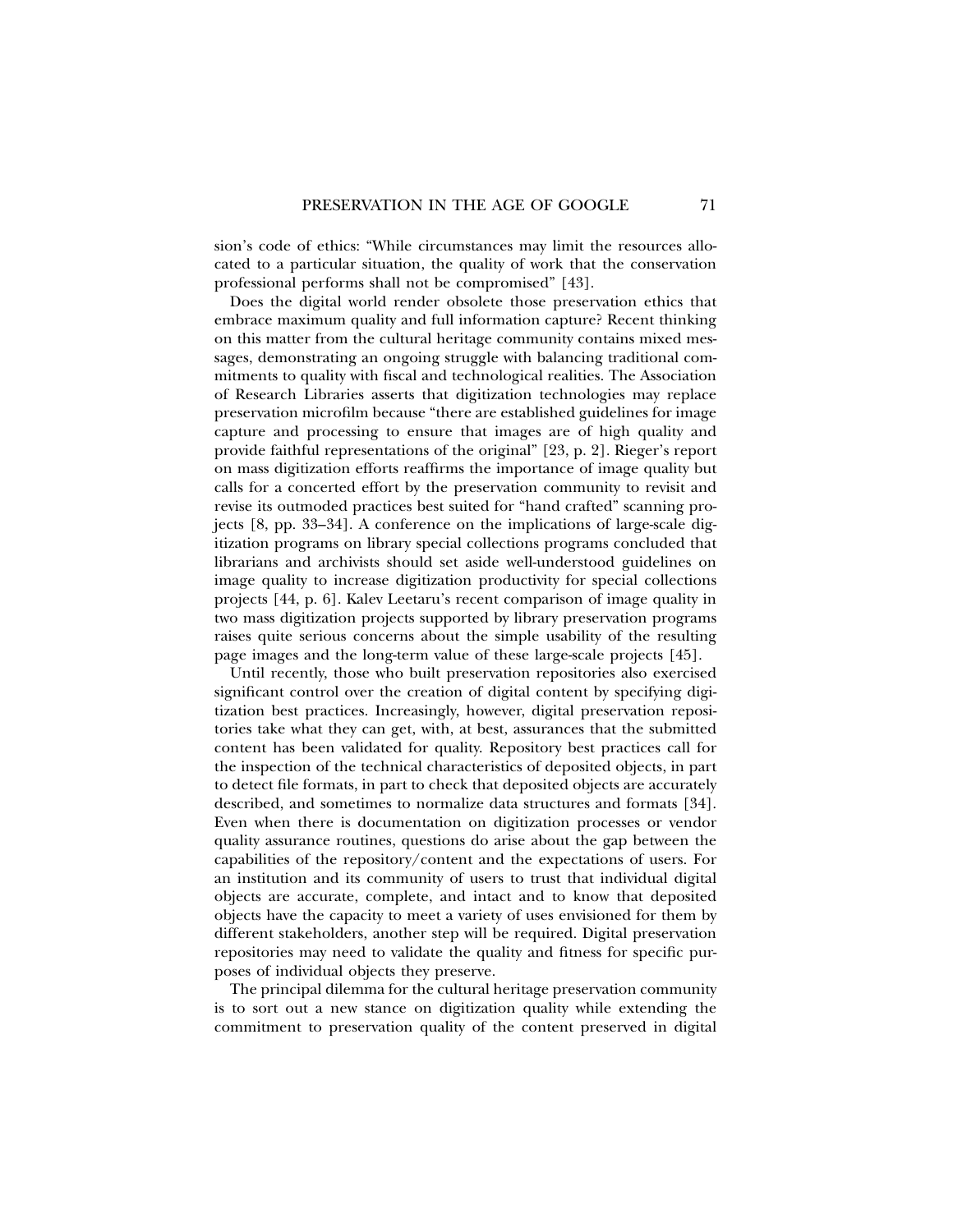sion's code of ethics: "While circumstances may limit the resources allocated to a particular situation, the quality of work that the conservation professional performs shall not be compromised" [43].

Does the digital world render obsolete those preservation ethics that embrace maximum quality and full information capture? Recent thinking on this matter from the cultural heritage community contains mixed messages, demonstrating an ongoing struggle with balancing traditional commitments to quality with fiscal and technological realities. The Association of Research Libraries asserts that digitization technologies may replace preservation microfilm because "there are established guidelines for image capture and processing to ensure that images are of high quality and provide faithful representations of the original" [23, p. 2]. Rieger's report on mass digitization efforts reaffirms the importance of image quality but calls for a concerted effort by the preservation community to revisit and revise its outmoded practices best suited for "hand crafted" scanning projects [8, pp. 33–34]. A conference on the implications of large-scale digitization programs on library special collections programs concluded that librarians and archivists should set aside well-understood guidelines on image quality to increase digitization productivity for special collections projects [44, p. 6]. Kalev Leetaru's recent comparison of image quality in two mass digitization projects supported by library preservation programs raises quite serious concerns about the simple usability of the resulting page images and the long-term value of these large-scale projects [45].

Until recently, those who built preservation repositories also exercised significant control over the creation of digital content by specifying digitization best practices. Increasingly, however, digital preservation repositories take what they can get, with, at best, assurances that the submitted content has been validated for quality. Repository best practices call for the inspection of the technical characteristics of deposited objects, in part to detect file formats, in part to check that deposited objects are accurately described, and sometimes to normalize data structures and formats [34]. Even when there is documentation on digitization processes or vendor quality assurance routines, questions do arise about the gap between the capabilities of the repository/content and the expectations of users. For an institution and its community of users to trust that individual digital objects are accurate, complete, and intact and to know that deposited objects have the capacity to meet a variety of uses envisioned for them by different stakeholders, another step will be required. Digital preservation repositories may need to validate the quality and fitness for specific purposes of individual objects they preserve.

The principal dilemma for the cultural heritage preservation community is to sort out a new stance on digitization quality while extending the commitment to preservation quality of the content preserved in digital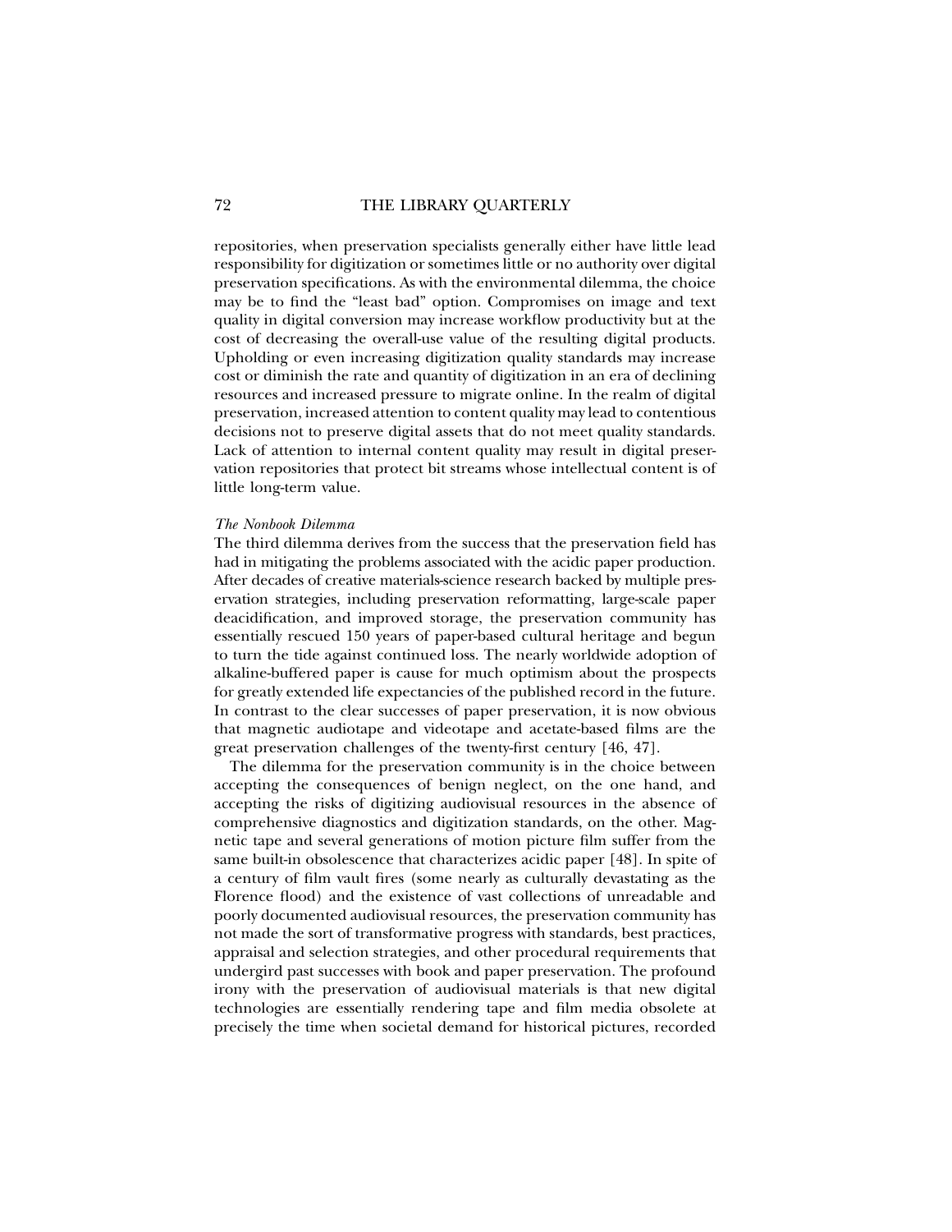repositories, when preservation specialists generally either have little lead responsibility for digitization or sometimes little or no authority over digital preservation specifications. As with the environmental dilemma, the choice may be to find the "least bad" option. Compromises on image and text quality in digital conversion may increase workflow productivity but at the cost of decreasing the overall-use value of the resulting digital products. Upholding or even increasing digitization quality standards may increase cost or diminish the rate and quantity of digitization in an era of declining resources and increased pressure to migrate online. In the realm of digital preservation, increased attention to content quality may lead to contentious decisions not to preserve digital assets that do not meet quality standards. Lack of attention to internal content quality may result in digital preservation repositories that protect bit streams whose intellectual content is of little long-term value.

### *The Nonbook Dilemma*

The third dilemma derives from the success that the preservation field has had in mitigating the problems associated with the acidic paper production. After decades of creative materials-science research backed by multiple preservation strategies, including preservation reformatting, large-scale paper deacidification, and improved storage, the preservation community has essentially rescued 150 years of paper-based cultural heritage and begun to turn the tide against continued loss. The nearly worldwide adoption of alkaline-buffered paper is cause for much optimism about the prospects for greatly extended life expectancies of the published record in the future. In contrast to the clear successes of paper preservation, it is now obvious that magnetic audiotape and videotape and acetate-based films are the great preservation challenges of the twenty-first century [46, 47].

The dilemma for the preservation community is in the choice between accepting the consequences of benign neglect, on the one hand, and accepting the risks of digitizing audiovisual resources in the absence of comprehensive diagnostics and digitization standards, on the other. Magnetic tape and several generations of motion picture film suffer from the same built-in obsolescence that characterizes acidic paper [48]. In spite of a century of film vault fires (some nearly as culturally devastating as the Florence flood) and the existence of vast collections of unreadable and poorly documented audiovisual resources, the preservation community has not made the sort of transformative progress with standards, best practices, appraisal and selection strategies, and other procedural requirements that undergird past successes with book and paper preservation. The profound irony with the preservation of audiovisual materials is that new digital technologies are essentially rendering tape and film media obsolete at precisely the time when societal demand for historical pictures, recorded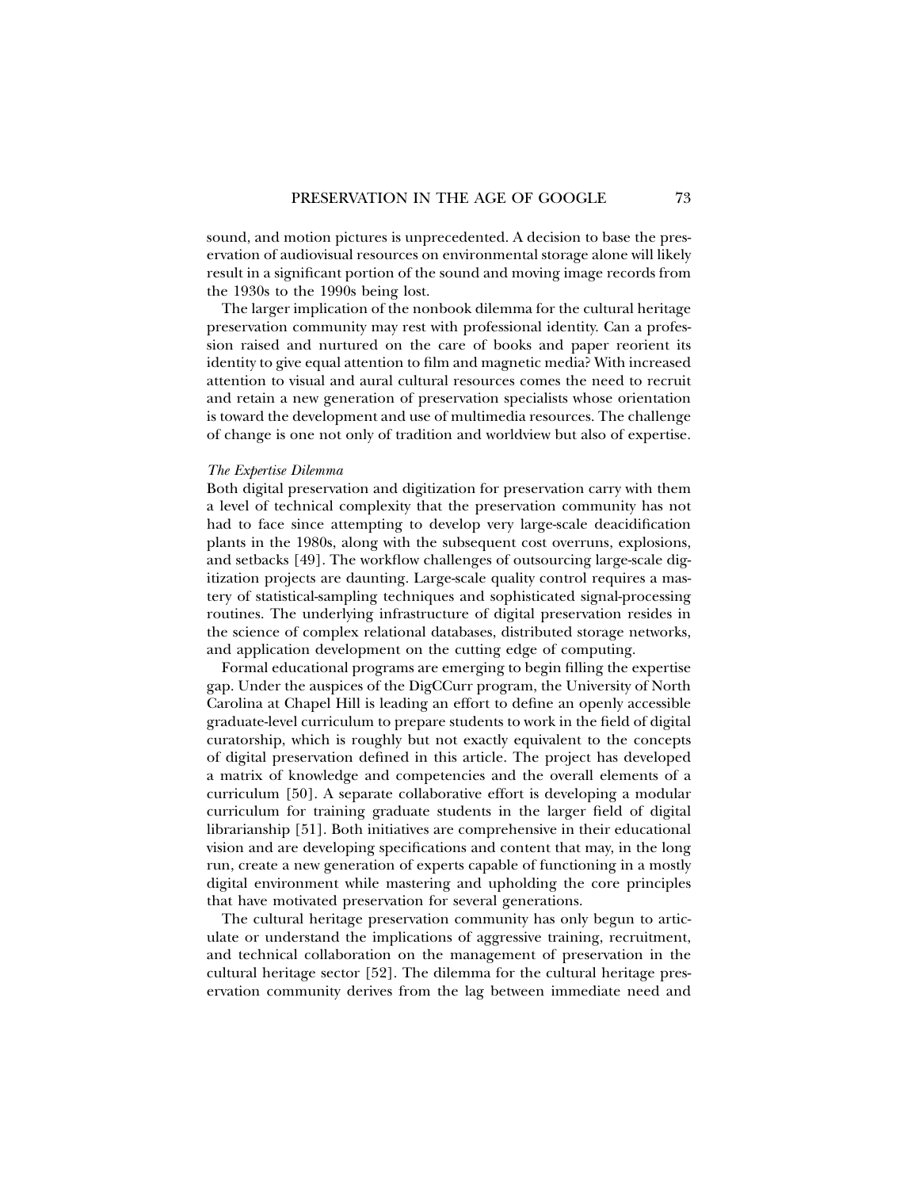sound, and motion pictures is unprecedented. A decision to base the preservation of audiovisual resources on environmental storage alone will likely result in a significant portion of the sound and moving image records from the 1930s to the 1990s being lost.

The larger implication of the nonbook dilemma for the cultural heritage preservation community may rest with professional identity. Can a profession raised and nurtured on the care of books and paper reorient its identity to give equal attention to film and magnetic media? With increased attention to visual and aural cultural resources comes the need to recruit and retain a new generation of preservation specialists whose orientation is toward the development and use of multimedia resources. The challenge of change is one not only of tradition and worldview but also of expertise.

### *The Expertise Dilemma*

Both digital preservation and digitization for preservation carry with them a level of technical complexity that the preservation community has not had to face since attempting to develop very large-scale deacidification plants in the 1980s, along with the subsequent cost overruns, explosions, and setbacks [49]. The workflow challenges of outsourcing large-scale digitization projects are daunting. Large-scale quality control requires a mastery of statistical-sampling techniques and sophisticated signal-processing routines. The underlying infrastructure of digital preservation resides in the science of complex relational databases, distributed storage networks, and application development on the cutting edge of computing.

Formal educational programs are emerging to begin filling the expertise gap. Under the auspices of the DigCCurr program, the University of North Carolina at Chapel Hill is leading an effort to define an openly accessible graduate-level curriculum to prepare students to work in the field of digital curatorship, which is roughly but not exactly equivalent to the concepts of digital preservation defined in this article. The project has developed a matrix of knowledge and competencies and the overall elements of a curriculum [50]. A separate collaborative effort is developing a modular curriculum for training graduate students in the larger field of digital librarianship [51]. Both initiatives are comprehensive in their educational vision and are developing specifications and content that may, in the long run, create a new generation of experts capable of functioning in a mostly digital environment while mastering and upholding the core principles that have motivated preservation for several generations.

The cultural heritage preservation community has only begun to articulate or understand the implications of aggressive training, recruitment, and technical collaboration on the management of preservation in the cultural heritage sector [52]. The dilemma for the cultural heritage preservation community derives from the lag between immediate need and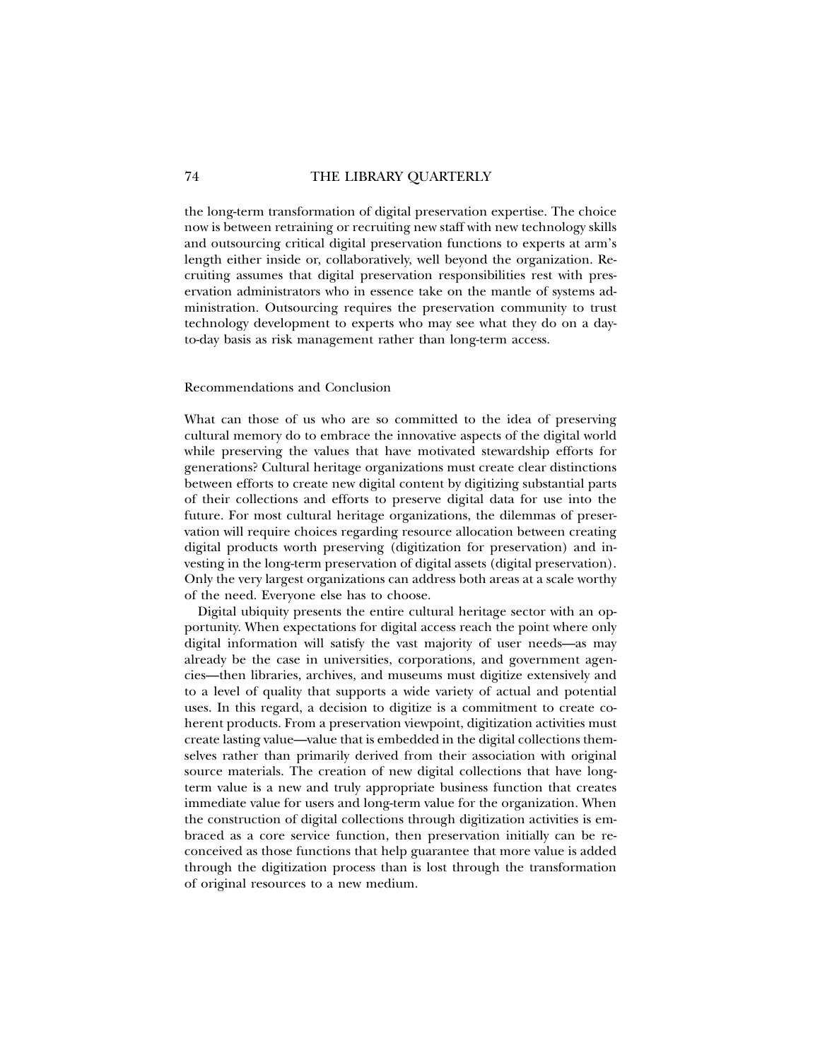the long-term transformation of digital preservation expertise. The choice now is between retraining or recruiting new staff with new technology skills and outsourcing critical digital preservation functions to experts at arm's length either inside or, collaboratively, well beyond the organization. Recruiting assumes that digital preservation responsibilities rest with preservation administrators who in essence take on the mantle of systems administration. Outsourcing requires the preservation community to trust technology development to experts who may see what they do on a day-to-day basis as risk management rather than long-term access.

## Recommendations and Conclusion

What can those of us who are so committed to the idea of preserving cultural memory do to embrace the innovative aspects of the digital world while preserving the values that have motivated stewardship efforts for generations? Cultural heritage organizations must create clear distinctions between efforts to create new digital content by digitizing substantial parts of their collections and efforts to preserve digital data for use into the future. For most cultural heritage organizations, the dilemmas of preservation will require choices regarding resource allocation between creating digital products worth preserving (digitization for preservation) and investing in the long-term preservation of digital assets (digital preservation). Only the very largest organizations can address both areas at a scale worthy of the need. Everyone else has to choose.

Digital ubiquity presents the entire cultural heritage sector with an opportunity. When expectations for digital access reach the point where only digital information will satisfy the vast majority of user needs—as may already be the case in universities, corporations, and government agencies—then libraries, archives, and museums must digitize extensively and to a level of quality that supports a wide variety of actual and potential uses. In this regard, a decision to digitize is a commitment to create coherent products. From a preservation viewpoint, digitization activities must create lasting value—value that is embedded in the digital collections themselves rather than primarily derived from their association with original source materials. The creation of new digital collections that have long-term value is a new and truly appropriate business function that creates immediate value for users and long-term value for the organization. When the construction of digital collections through digitization activities is embraced as a core service function, then preservation initially can be reconceived as those functions that help guarantee that more value is added through the digitization process than is lost through the transformation of original resources to a new medium.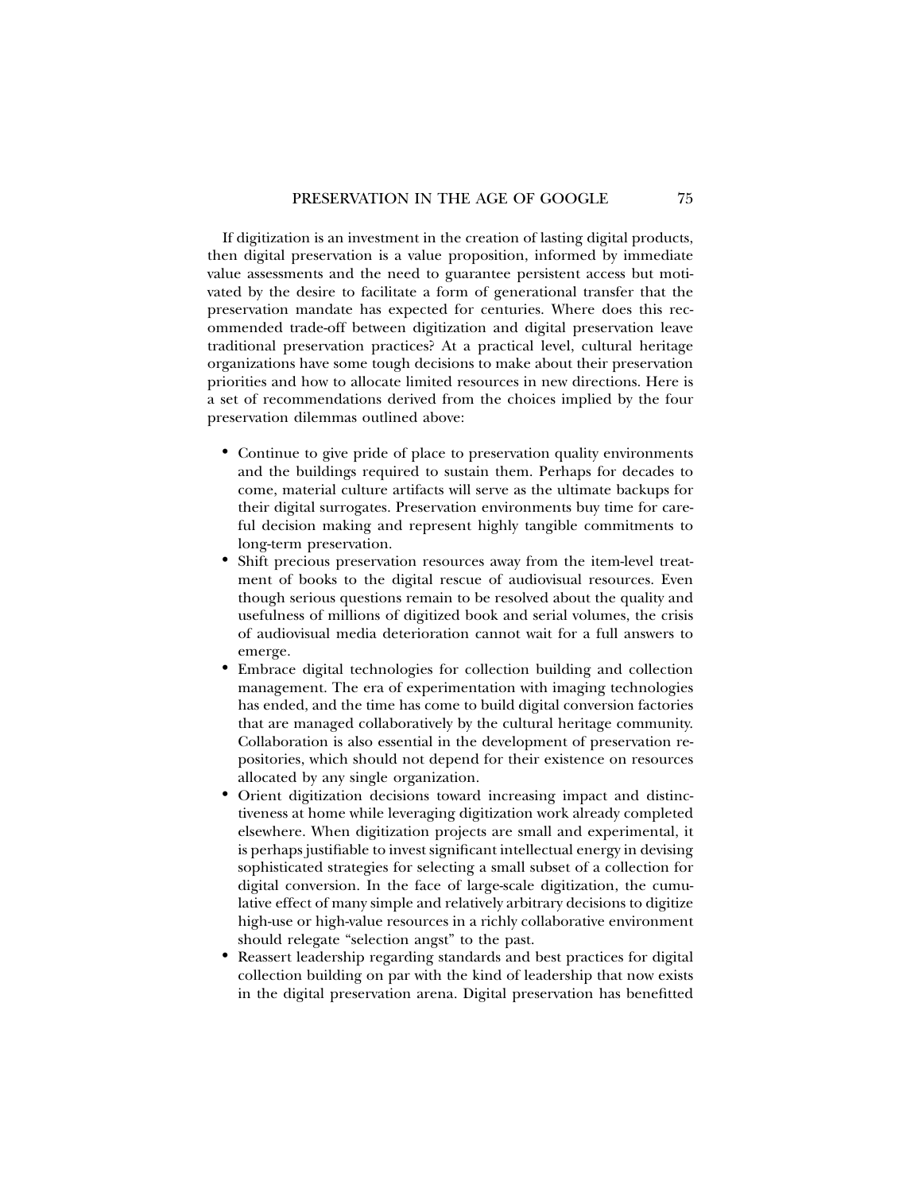If digitization is an investment in the creation of lasting digital products, then digital preservation is a value proposition, informed by immediate value assessments and the need to guarantee persistent access but motivated by the desire to facilitate a form of generational transfer that the preservation mandate has expected for centuries. Where does this recommended trade-off between digitization and digital preservation leave traditional preservation practices? At a practical level, cultural heritage organizations have some tough decisions to make about their preservation priorities and how to allocate limited resources in new directions. Here is a set of recommendations derived from the choices implied by the four preservation dilemmas outlined above:

- Continue to give pride of place to preservation quality environments and the buildings required to sustain them. Perhaps for decades to come, material culture artifacts will serve as the ultimate backups for their digital surrogates. Preservation environments buy time for careful decision making and represent highly tangible commitments to long-term preservation.
- Shift precious preservation resources away from the item-level treatment of books to the digital rescue of audiovisual resources. Even though serious questions remain to be resolved about the quality and usefulness of millions of digitized book and serial volumes, the crisis of audiovisual media deterioration cannot wait for a full answers to emerge.
- Embrace digital technologies for collection building and collection management. The era of experimentation with imaging technologies has ended, and the time has come to build digital conversion factories that are managed collaboratively by the cultural heritage community. Collaboration is also essential in the development of preservation repositories, which should not depend for their existence on resources allocated by any single organization.
- Orient digitization decisions toward increasing impact and distinctiveness at home while leveraging digitization work already completed elsewhere. When digitization projects are small and experimental, it is perhaps justifiable to invest significant intellectual energy in devising sophisticated strategies for selecting a small subset of a collection for digital conversion. In the face of large-scale digitization, the cumulative effect of many simple and relatively arbitrary decisions to digitize high-use or high-value resources in a richly collaborative environment should relegate "selection angst" to the past.
- Reassert leadership regarding standards and best practices for digital collection building on par with the kind of leadership that now exists in the digital preservation arena. Digital preservation has benefitted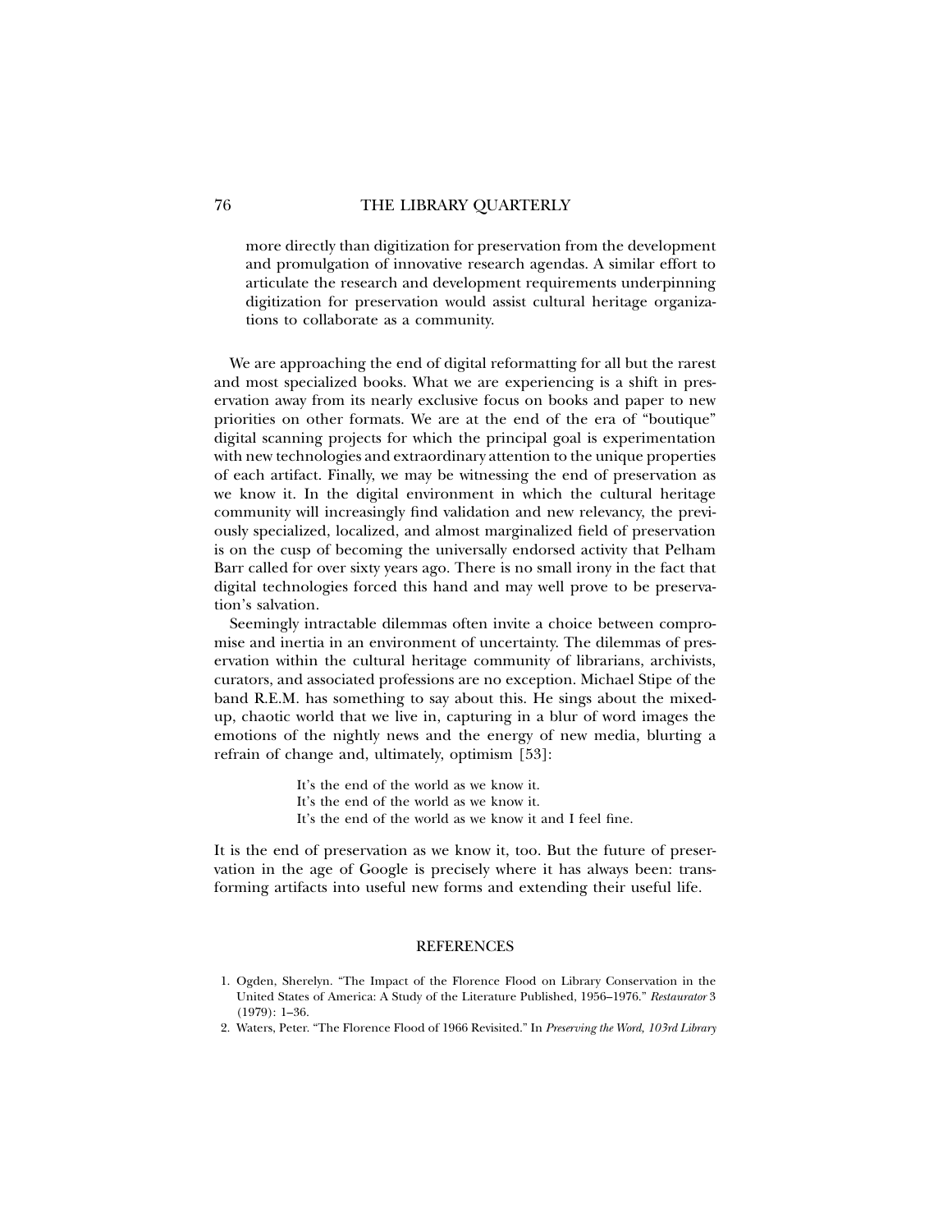> more directly than digitization for preservation from the development and promulgation of innovative research agendas. A similar effort to articulate the research and development requirements underpinning digitization for preservation would assist cultural heritage organizations to collaborate as a community.

We are approaching the end of digital reformatting for all but the rarest and most specialized books. What we are experiencing is a shift in preservation away from its nearly exclusive focus on books and paper to new priorities on other formats. We are at the end of the era of "boutique" digital scanning projects for which the principal goal is experimentation with new technologies and extraordinary attention to the unique properties of each artifact. Finally, we may be witnessing the end of preservation as we know it. In the digital environment in which the cultural heritage community will increasingly find validation and new relevancy, the previously specialized, localized, and almost marginalized field of preservation is on the cusp of becoming the universally endorsed activity that Pelham Barr called for over sixty years ago. There is no small irony in the fact that digital technologies forced this hand and may well prove to be preservation's salvation.

Seemingly intractable dilemmas often invite a choice between compromise and inertia in an environment of uncertainty. The dilemmas of preservation within the cultural heritage community of librarians, archivists, curators, and associated professions are no exception. Michael Stipe of the band R.E.M. has something to say about this. He sings about the mixed-up, chaotic world that we live in, capturing in a blur of word images the emotions of the nightly news and the energy of new media, blurting a refrain of change and, ultimately, optimism [53]:

> It's the end of the world as we know it.
> It's the end of the world as we know it.
> It's the end of the world as we know it and I feel fine.

It is the end of preservation as we know it, too. But the future of preservation in the age of Google is precisely where it has always been: transforming artifacts into useful new forms and extending their useful life.

## REFERENCES

1. Ogden, Sherelyn. "The Impact of the Florence Flood on Library Conservation in the United States of America: A Study of the Literature Published, 1956–1976." *Restaurator* 3 (1979): 1–36.
2. Waters, Peter. "The Florence Flood of 1966 Revisited." In *Preserving the Word, 103rd Library*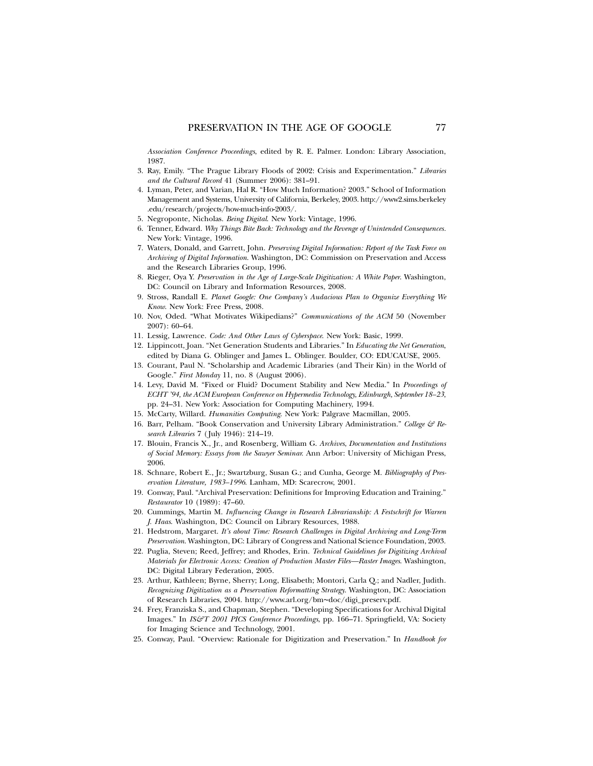*Association Conference Proceedings*, edited by R. E. Palmer. London: Library Association, 1987.

3. Ray, Emily. “The Prague Library Floods of 2002: Crisis and Experimentation.” *Libraries and the Cultural Record* 41 (Summer 2006): 381–91.
4. Lyman, Peter, and Varian, Hal R. “How Much Information? 2003.” School of Information Management and Systems, University of California, Berkeley, 2003. http://www2.sims.berkeley.edu/research/projects/how-much-info-2003/.
5. Negroponte, Nicholas. *Being Digital*. New York: Vintage, 1996.
6. Tenner, Edward. *Why Things Bite Back: Technology and the Revenge of Unintended Consequences*. New York: Vintage, 1996.
7. Waters, Donald, and Garrett, John. *Preserving Digital Information: Report of the Task Force on Archiving of Digital Information*. Washington, DC: Commission on Preservation and Access and the Research Libraries Group, 1996.
8. Rieger, Oya Y. *Preservation in the Age of Large-Scale Digitization: A White Paper*. Washington, DC: Council on Library and Information Resources, 2008.
9. Stross, Randall E. *Planet Google: One Company’s Audacious Plan to Organize Everything We Know*. New York: Free Press, 2008.
10. Nov, Oded. “What Motivates Wikipedians?” *Communications of the ACM* 50 (November 2007): 60–64.
11. Lessig, Lawrence. *Code: And Other Laws of Cyberspace*. New York: Basic, 1999.
12. Lippincott, Joan. “Net Generation Students and Libraries.” In *Educating the Net Generation*, edited by Diana G. Oblinger and James L. Oblinger. Boulder, CO: EDUCAUSE, 2005.
13. Courant, Paul N. “Scholarship and Academic Libraries (and Their Kin) in the World of Google.” *First Monday* 11, no. 8 (August 2006).
14. Levy, David M. “Fixed or Fluid? Document Stability and New Media.” In *Proceedings of ECHT ’94, the ACM European Conference on Hypermedia Technology, Edinburgh, September 18–23*, pp. 24–31. New York: Association for Computing Machinery, 1994.
15. McCarty, Willard. *Humanities Computing*. New York: Palgrave Macmillan, 2005.
16. Barr, Pelham. “Book Conservation and University Library Administration.” *College & Research Libraries* 7 (July 1946): 214–19.
17. Blouin, Francis X., Jr., and Rosenberg, William G. *Archives, Documentation and Institutions of Social Memory: Essays from the Sawyer Seminar*. Ann Arbor: University of Michigan Press, 2006.
18. Schnare, Robert E., Jr.; Swartzburg, Susan G.; and Cunha, George M. *Bibliography of Preservation Literature, 1983–1996*. Lanham, MD: Scarecrow, 2001.
19. Conway, Paul. “Archival Preservation: Definitions for Improving Education and Training.” *Restaurator* 10 (1989): 47–60.
20. Cummings, Martin M. *Influencing Change in Research Librarianship: A Festschrift for Warren J. Haas*. Washington, DC: Council on Library Resources, 1988.
21. Hedstrom, Margaret. *It’s about Time: Research Challenges in Digital Archiving and Long-Term Preservation*. Washington, DC: Library of Congress and National Science Foundation, 2003.
22. Puglia, Steven; Reed, Jeffrey; and Rhodes, Erin. *Technical Guidelines for Digitizing Archival Materials for Electronic Access: Creation of Production Master Files—Raster Images*. Washington, DC: Digital Library Federation, 2005.
23. Arthur, Kathleen; Byrne, Sherry; Long, Elisabeth; Montori, Carla Q.; and Nadler, Judith. *Recognizing Digitization as a Preservation Reformatting Strategy*. Washington, DC: Association of Research Libraries, 2004. http://www.arl.org/bm~doc/digi_preserv.pdf.
24. Frey, Franziska S., and Chapman, Stephen. “Developing Specifications for Archival Digital Images.” In *IS&T 2001 PICS Conference Proceedings*, pp. 166–71. Springfield, VA: Society for Imaging Science and Technology, 2001.
25. Conway, Paul. “Overview: Rationale for Digitization and Preservation.” In *Handbook for*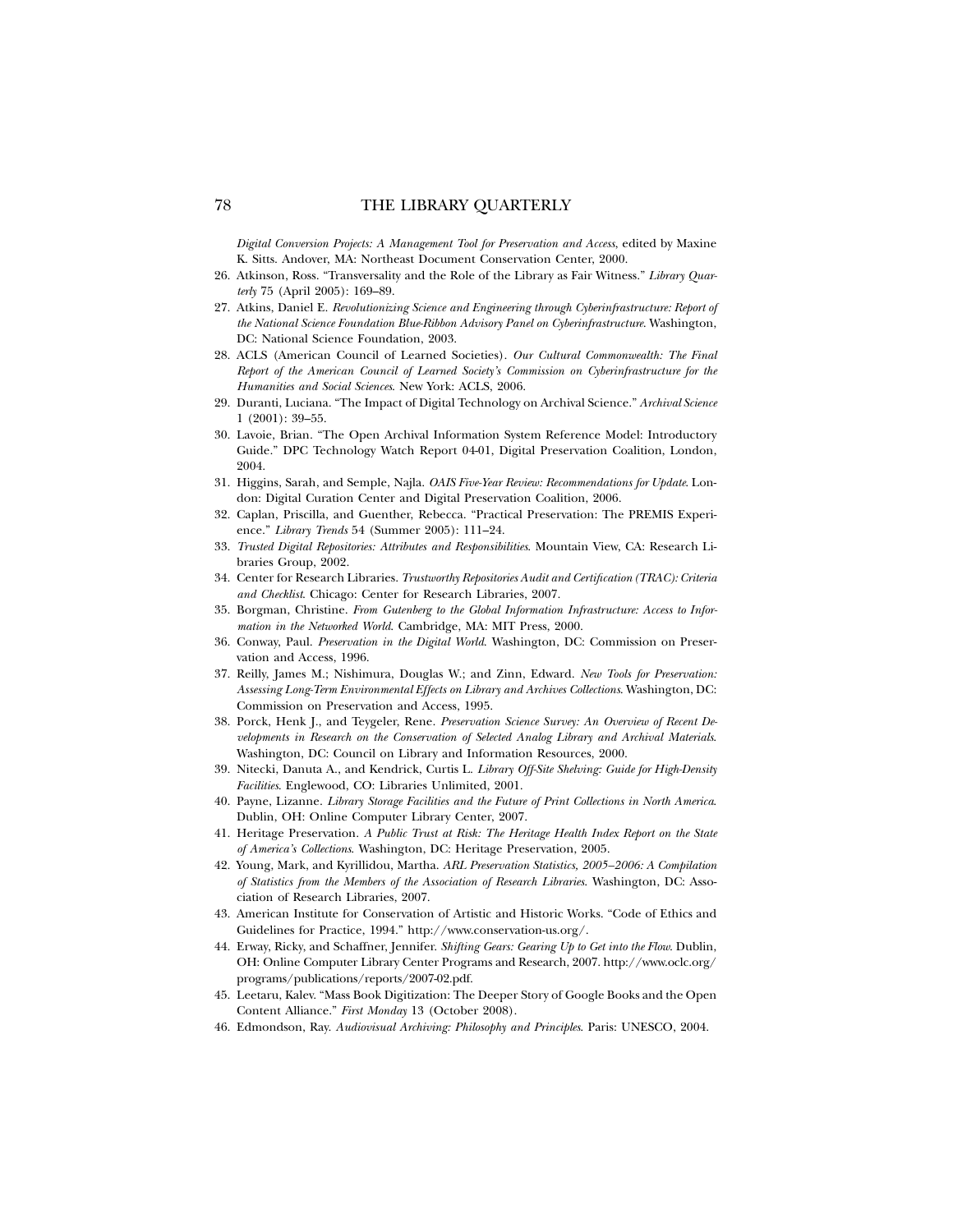*Digital Conversion Projects: A Management Tool for Preservation and Access*, edited by Maxine K. Sitts. Andover, MA: Northeast Document Conservation Center, 2000.

26. Atkinson, Ross. "Transversality and the Role of the Library as Fair Witness." *Library Quarterly* 75 (April 2005): 169–89.
27. Atkins, Daniel E. *Revolutionizing Science and Engineering through Cyberinfrastructure: Report of the National Science Foundation Blue-Ribbon Advisory Panel on Cyberinfrastructure*. Washington, DC: National Science Foundation, 2003.
28. ACLS (American Council of Learned Societies). *Our Cultural Commonwealth: The Final Report of the American Council of Learned Society's Commission on Cyberinfrastructure for the Humanities and Social Sciences*. New York: ACLS, 2006.
29. Duranti, Luciana. "The Impact of Digital Technology on Archival Science." *Archival Science* 1 (2001): 39–55.
30. Lavoie, Brian. "The Open Archival Information System Reference Model: Introductory Guide." DPC Technology Watch Report 04-01, Digital Preservation Coalition, London, 2004.
31. Higgins, Sarah, and Semple, Najla. *OAIS Five-Year Review: Recommendations for Update*. London: Digital Curation Center and Digital Preservation Coalition, 2006.
32. Caplan, Priscilla, and Guenther, Rebecca. "Practical Preservation: The PREMIS Experience." *Library Trends* 54 (Summer 2005): 111–24.
33. *Trusted Digital Repositories: Attributes and Responsibilities*. Mountain View, CA: Research Libraries Group, 2002.
34. Center for Research Libraries. *Trustworthy Repositories Audit and Certification (TRAC): Criteria and Checklist*. Chicago: Center for Research Libraries, 2007.
35. Borgman, Christine. *From Gutenberg to the Global Information Infrastructure: Access to Information in the Networked World*. Cambridge, MA: MIT Press, 2000.
36. Conway, Paul. *Preservation in the Digital World*. Washington, DC: Commission on Preservation and Access, 1996.
37. Reilly, James M.; Nishimura, Douglas W.; and Zinn, Edward. *New Tools for Preservation: Assessing Long-Term Environmental Effects on Library and Archives Collections*. Washington, DC: Commission on Preservation and Access, 1995.
38. Porck, Henk J., and Teygeler, Rene. *Preservation Science Survey: An Overview of Recent Developments in Research on the Conservation of Selected Analog Library and Archival Materials*. Washington, DC: Council on Library and Information Resources, 2000.
39. Nitecki, Danuta A., and Kendrick, Curtis L. *Library Off-Site Shelving: Guide for High-Density Facilities*. Englewood, CO: Libraries Unlimited, 2001.
40. Payne, Lizanne. *Library Storage Facilities and the Future of Print Collections in North America*. Dublin, OH: Online Computer Library Center, 2007.
41. Heritage Preservation. *A Public Trust at Risk: The Heritage Health Index Report on the State of America's Collections*. Washington, DC: Heritage Preservation, 2005.
42. Young, Mark, and Kyrillidou, Martha. *ARL Preservation Statistics, 2005–2006: A Compilation of Statistics from the Members of the Association of Research Libraries*. Washington, DC: Association of Research Libraries, 2007.
43. American Institute for Conservation of Artistic and Historic Works. "Code of Ethics and Guidelines for Practice, 1994." http://www.conservation-us.org/.
44. Erway, Ricky, and Schaffner, Jennifer. *Shifting Gears: Gearing Up to Get into the Flow*. Dublin, OH: Online Computer Library Center Programs and Research, 2007. http://www.oclc.org/programs/publications/reports/2007-02.pdf.
45. Leetaru, Kalev. "Mass Book Digitization: The Deeper Story of Google Books and the Open Content Alliance." *First Monday* 13 (October 2008).
46. Edmondson, Ray. *Audiovisual Archiving: Philosophy and Principles*. Paris: UNESCO, 2004.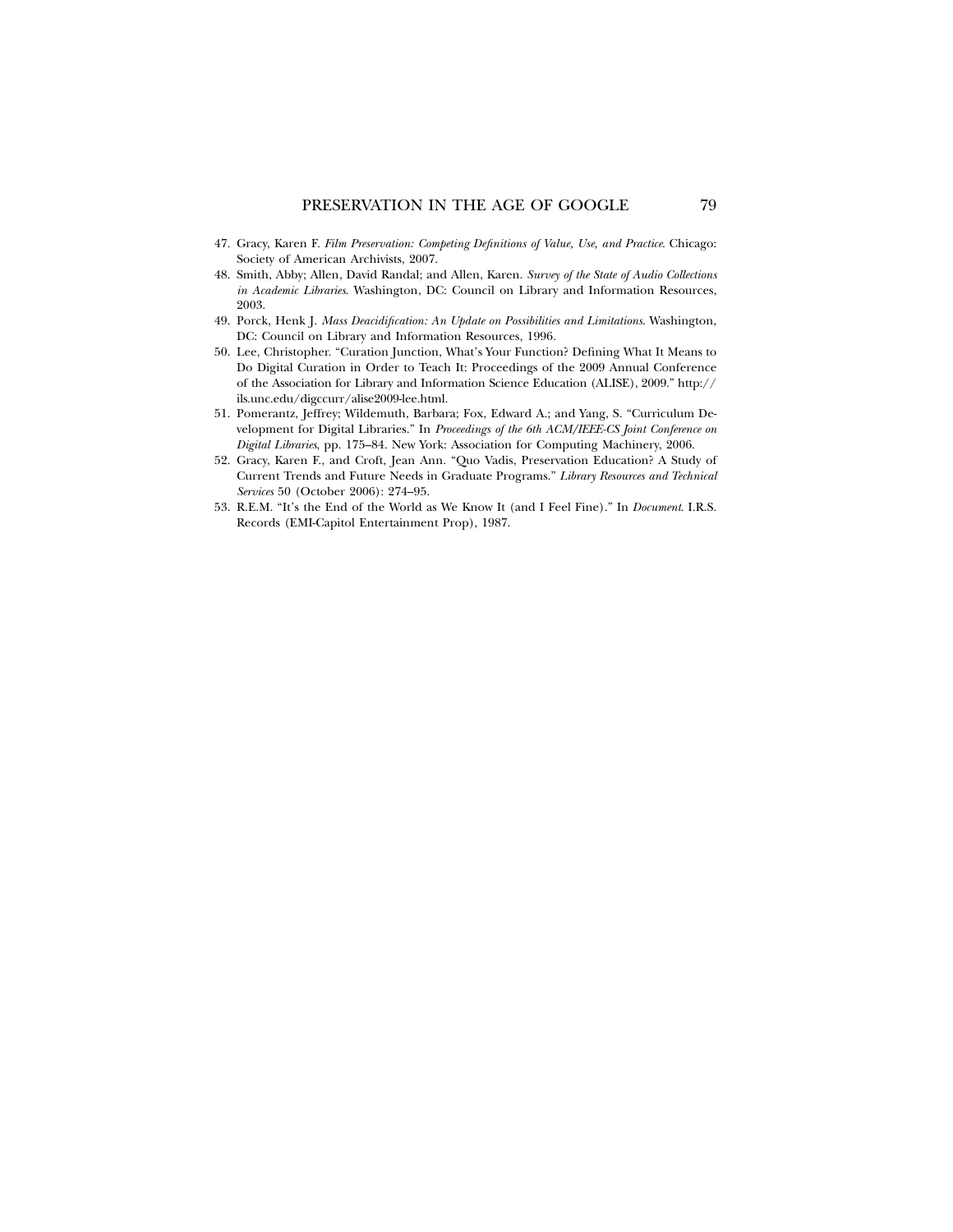47. Gracy, Karen F. *Film Preservation: Competing Definitions of Value, Use, and Practice*. Chicago: Society of American Archivists, 2007.
48. Smith, Abby; Allen, David Randal; and Allen, Karen. *Survey of the State of Audio Collections in Academic Libraries*. Washington, DC: Council on Library and Information Resources, 2003.
49. Porck, Henk J. *Mass Deacidification: An Update on Possibilities and Limitations*. Washington, DC: Council on Library and Information Resources, 1996.
50. Lee, Christopher. "Curation Junction, What's Your Function? Defining What It Means to Do Digital Curation in Order to Teach It: Proceedings of the 2009 Annual Conference of the Association for Library and Information Science Education (ALISE), 2009." http://ils.unc.edu/digccurr/alise2009-lee.html.
51. Pomerantz, Jeffrey; Wildemuth, Barbara; Fox, Edward A.; and Yang, S. "Curriculum Development for Digital Libraries." In *Proceedings of the 6th ACM/IEEE-CS Joint Conference on Digital Libraries*, pp. 175–84. New York: Association for Computing Machinery, 2006.
52. Gracy, Karen F., and Croft, Jean Ann. "Quo Vadis, Preservation Education? A Study of Current Trends and Future Needs in Graduate Programs." *Library Resources and Technical Services* 50 (October 2006): 274–95.
53. R.E.M. "It's the End of the World as We Know It (and I Feel Fine)." In *Document*. I.R.S. Records (EMI-Capitol Entertainment Prop), 1987.